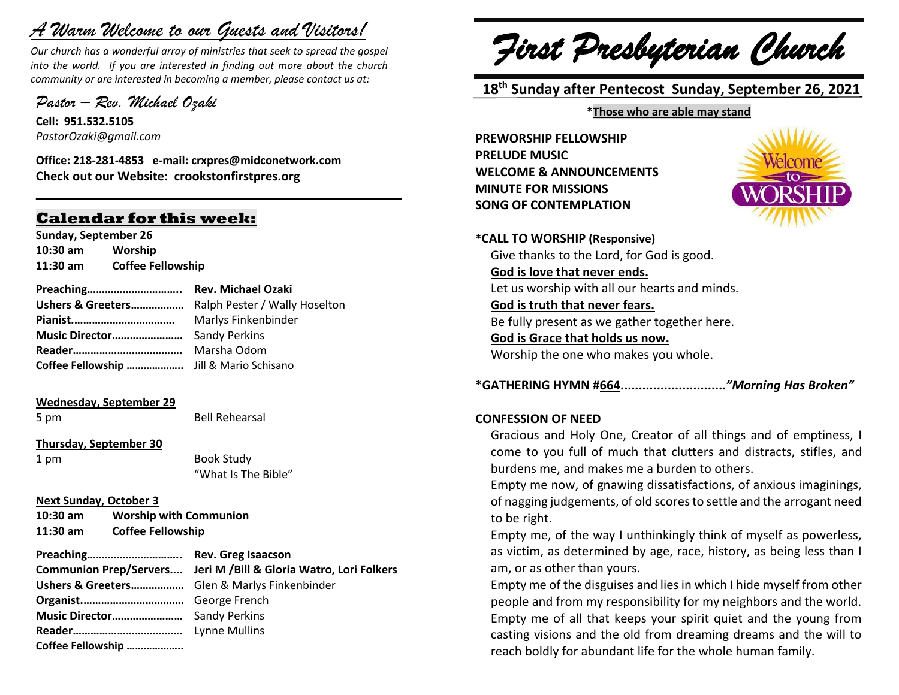# *A Warm Welcome to our Guests and Visitors!*

*Our church has a wonderful array of ministries that seek to spread the gospel into the world. If you are interested in finding out more about the church community or are interested in becoming a member, please contact us at:*

*Pastor – Rev. Michael Ozaki*

**Cell: 951.532.5105**
*PastorOzaki@gmail.com*

**Office: 218-281-4853 e-mail: crxpres@midconetwork.com**
**Check out our Website: crookstonfirstpres.org**

## Calendar for this week:

**Sunday, September 26**
**10:30 am Worship**
**11:30 am Coffee Fellowship**

**Preaching…………………………** **Rev. Michael Ozaki**
**Ushers & Greeters………………** Ralph Pester / Wally Hoselton
**Pianist……………………………** Marlys Finkenbinder
**Music Director……………………** Sandy Perkins
**Reader………………………………** Marsha Odom
**Coffee Fellowship ………………** Jill & Mario Schisano

**Wednesday, September 29**
5 pm Bell Rehearsal

**Thursday, September 30**
1 pm Book Study
"What Is The Bible"

**Next Sunday, October 3**
**10:30 am Worship with Communion**
**11:30 am Coffee Fellowship**

**Preaching…………………………** **Rev. Greg Isaacson**
**Communion Prep/Servers....** **Jeri M /Bill & Gloria Watro, Lori Folkers**
**Ushers & Greeters………………** Glen & Marlys Finkenbinder
**Organist……………………………** George French
**Music Director……………………** Sandy Perkins
**Reader………………………………** Lynne Mullins
**Coffee Fellowship ………………**

# *First Presbyterian Church*

## 18th Sunday after Pentecost Sunday, September 26, 2021

**\*Those who are able may stand**

**PREWORSHIP FELLOWSHIP**
**PRELUDE MUSIC**
**WELCOME & ANNOUNCEMENTS**
**MINUTE FOR MISSIONS**
**SONG OF CONTEMPLATION**

**\*CALL TO WORSHIP (Responsive)**
Give thanks to the Lord, for God is good.
**God is love that never ends.**
Let us worship with all our hearts and minds.
**God is truth that never fears.**
Be fully present as we gather together here.
**God is Grace that holds us now.**
Worship the one who makes you whole.

**\*GATHERING HYMN #664............................*"Morning Has Broken"***

**CONFESSION OF NEED**

Gracious and Holy One, Creator of all things and of emptiness, I come to you full of much that clutters and distracts, stifles, and burdens me, and makes me a burden to others.

Empty me now, of gnawing dissatisfactions, of anxious imaginings, of nagging judgements, of old scores to settle and the arrogant need to be right.

Empty me, of the way I unthinkingly think of myself as powerless, as victim, as determined by age, race, history, as being less than I am, or as other than yours.

Empty me of the disguises and lies in which I hide myself from other people and from my responsibility for my neighbors and the world. Empty me of all that keeps your spirit quiet and the young from casting visions and the old from dreaming dreams and the will to reach boldly for abundant life for the whole human family.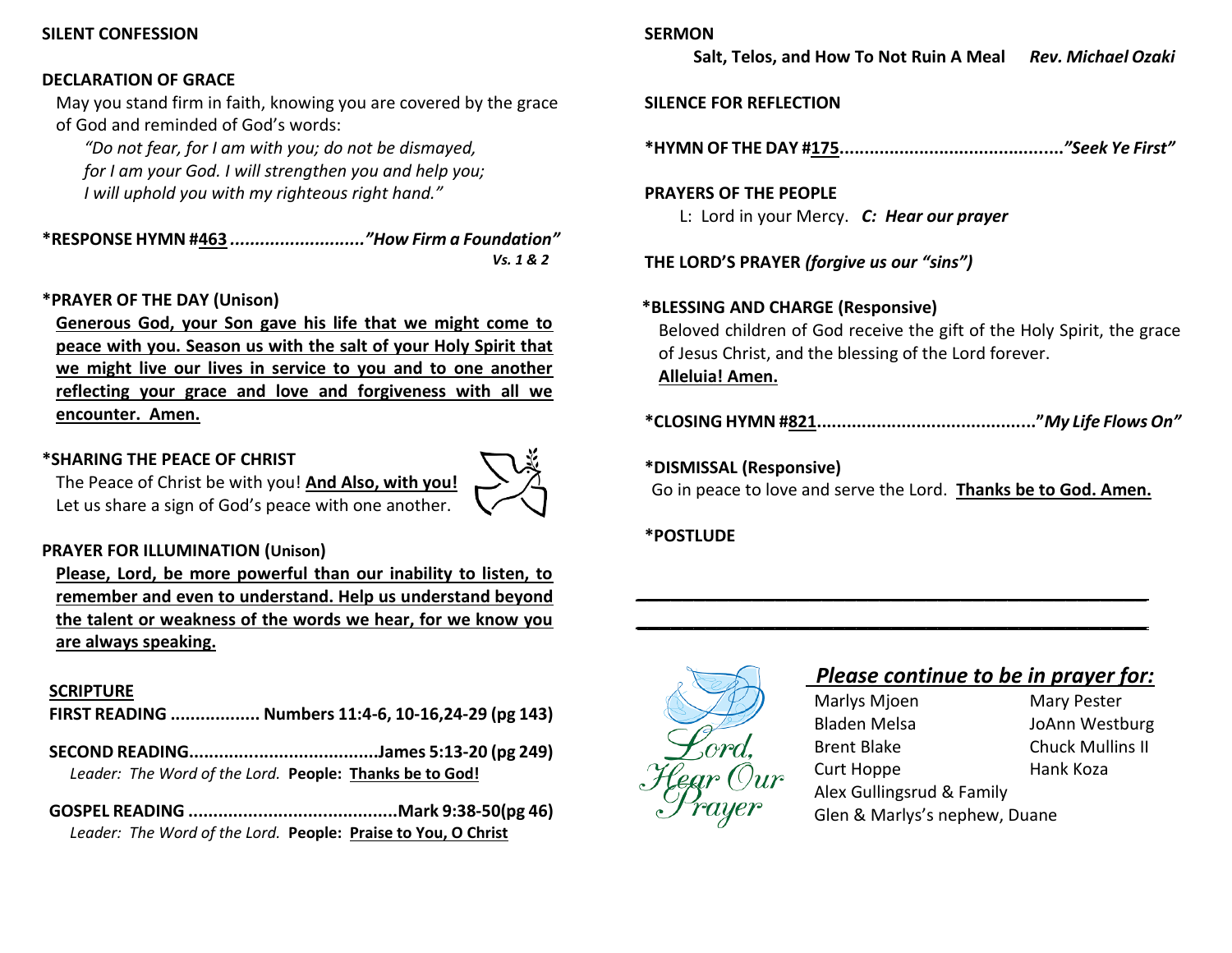**SILENT CONFESSION**

**DECLARATION OF GRACE**

May you stand firm in faith, knowing you are covered by the grace of God and reminded of God's words:

*"Do not fear, for I am with you; do not be dismayed,*
*for I am your God. I will strengthen you and help you;*
*I will uphold you with my righteous right hand."*

**\*RESPONSE HYMN #463 ..........................*"How Firm a Foundation"***
***Vs. 1 & 2***

**\*PRAYER OF THE DAY (Unison)**

**Generous God, your Son gave his life that we might come to peace with you. Season us with the salt of your Holy Spirit that we might live our lives in service to you and to one another reflecting your grace and love and forgiveness with all we encounter. Amen.**

**\*SHARING THE PEACE OF CHRIST**

The Peace of Christ be with you! **And Also, with you!**
Let us share a sign of God's peace with one another.

**PRAYER FOR ILLUMINATION (Unison)**

**Please, Lord, be more powerful than our inability to listen, to remember and even to understand. Help us understand beyond the talent or weakness of the words we hear, for we know you are always speaking.**

**SCRIPTURE**

**FIRST READING .................. Numbers 11:4-6, 10-16,24-29 (pg 143)**

**SECOND READING......................................James 5:13-20 (pg 249)**
*Leader: The Word of the Lord.* **People: Thanks be to God!**

**GOSPEL READING ..........................................Mark 9:38-50(pg 46)**
*Leader: The Word of the Lord.* **People: Praise to You, O Christ**

**SERMON**

**Salt, Telos, and How To Not Ruin A Meal** ***Rev. Michael Ozaki***

**SILENCE FOR REFLECTION**

**\*HYMN OF THE DAY #175............................................*"Seek Ye First"***

**PRAYERS OF THE PEOPLE**

L: Lord in your Mercy. ***C: Hear our prayer***

**THE LORD'S PRAYER *(forgive us our "sins")***

**\*BLESSING AND CHARGE (Responsive)**

Beloved children of God receive the gift of the Holy Spirit, the grace of Jesus Christ, and the blessing of the Lord forever.
**Alleluia! Amen.**

**\*CLOSING HYMN #821...........................................*"My Life Flows On"***

**\*DISMISSAL (Responsive)**

Go in peace to love and serve the Lord. **Thanks be to God. Amen.**

**\*POSTLUDE**

Lord, Hear Our Prayer

***Please continue to be in prayer for:***

Marlys Mjoen
Bladen Melsa
Brent Blake
Curt Hoppe
Alex Gullingsrud & Family
Glen & Marlys's nephew, Duane
Mary Pester
JoAnn Westburg
Chuck Mullins II
Hank Koza